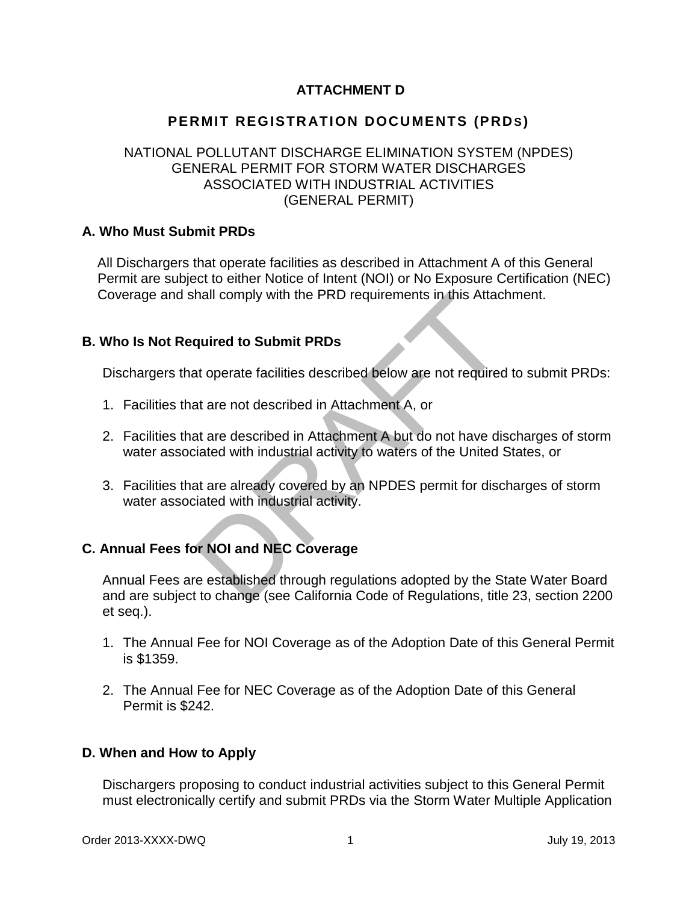# ATTACHMENT D

## PERMIT REGISTRATION DOCUMENTS (PRDs)

NATIONAL POLLUTANT DISCHARGE ELIMINATION SYSTEM (NPDES)
GENERAL PERMIT FOR STORM WATER DISCHARGES
ASSOCIATED WITH INDUSTRIAL ACTIVITIES
(GENERAL PERMIT)

### A. Who Must Submit PRDs

All Dischargers that operate facilities as described in Attachment A of this General Permit are subject to either Notice of Intent (NOI) or No Exposure Certification (NEC) Coverage and shall comply with the PRD requirements in this Attachment.

### B. Who Is Not Required to Submit PRDs

Dischargers that operate facilities described below are not required to submit PRDs:

1. Facilities that are not described in Attachment A, or
2. Facilities that are described in Attachment A but do not have discharges of storm water associated with industrial activity to waters of the United States, or
3. Facilities that are already covered by an NPDES permit for discharges of storm water associated with industrial activity.

### C. Annual Fees for NOI and NEC Coverage

Annual Fees are established through regulations adopted by the State Water Board and are subject to change (see California Code of Regulations, title 23, section 2200 et seq.).

1. The Annual Fee for NOI Coverage as of the Adoption Date of this General Permit is $1359.
2. The Annual Fee for NEC Coverage as of the Adoption Date of this General Permit is $242.

### D. When and How to Apply

Dischargers proposing to conduct industrial activities subject to this General Permit must electronically certify and submit PRDs via the Storm Water Multiple Application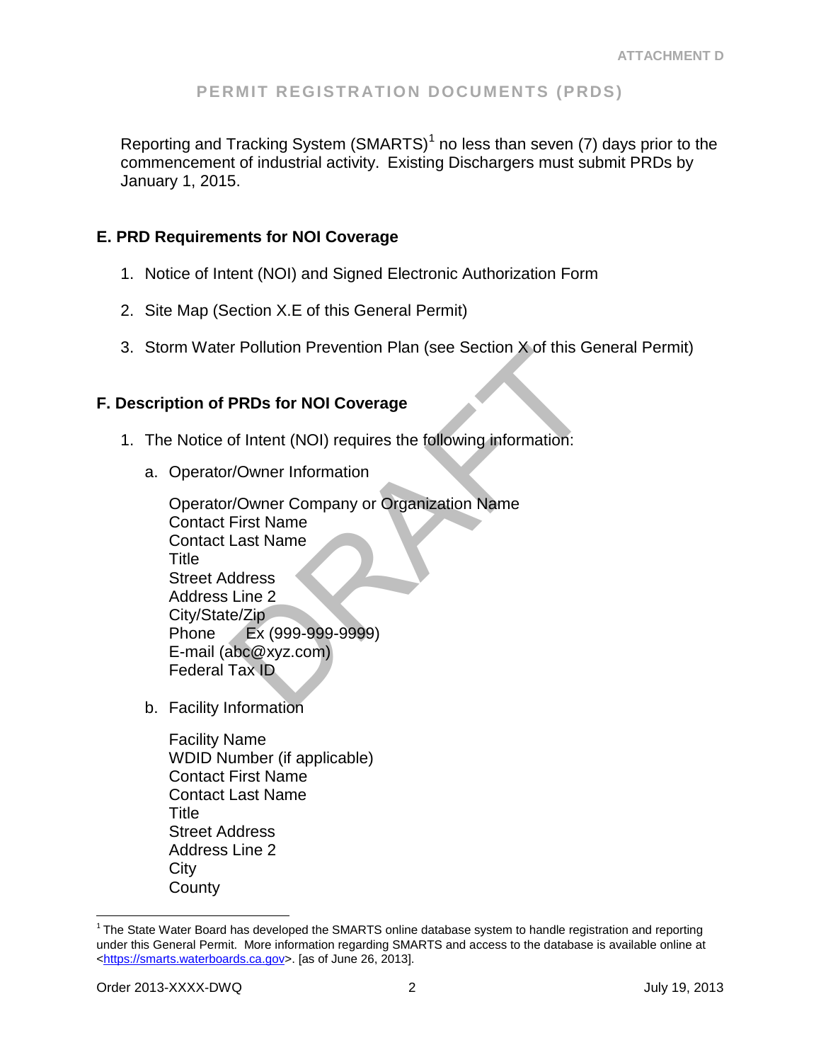Reporting and Tracking System (SMARTS)[1] no less than seven (7) days prior to the commencement of industrial activity. Existing Dischargers must submit PRDs by January 1, 2015.

### E. PRD Requirements for NOI Coverage

1. Notice of Intent (NOI) and Signed Electronic Authorization Form
2. Site Map (Section X.E of this General Permit)
3. Storm Water Pollution Prevention Plan (see Section X of this General Permit)

### F. Description of PRDs for NOI Coverage

1. The Notice of Intent (NOI) requires the following information:

   a. Operator/Owner Information

      Operator/Owner Company or Organization Name
      Contact First Name
      Contact Last Name
      Title
      Street Address
      Address Line 2
      City/State/Zip
      Phone Ex (999-999-9999)
      E-mail (abc@xyz.com)
      Federal Tax ID

   b. Facility Information

      Facility Name
      WDID Number (if applicable)
      Contact First Name
      Contact Last Name
      Title
      Street Address
      Address Line 2
      City
      County

[1] The State Water Board has developed the SMARTS online database system to handle registration and reporting under this General Permit. More information regarding SMARTS and access to the database is available online at <https://smarts.waterboards.ca.gov>. [as of June 26, 2013].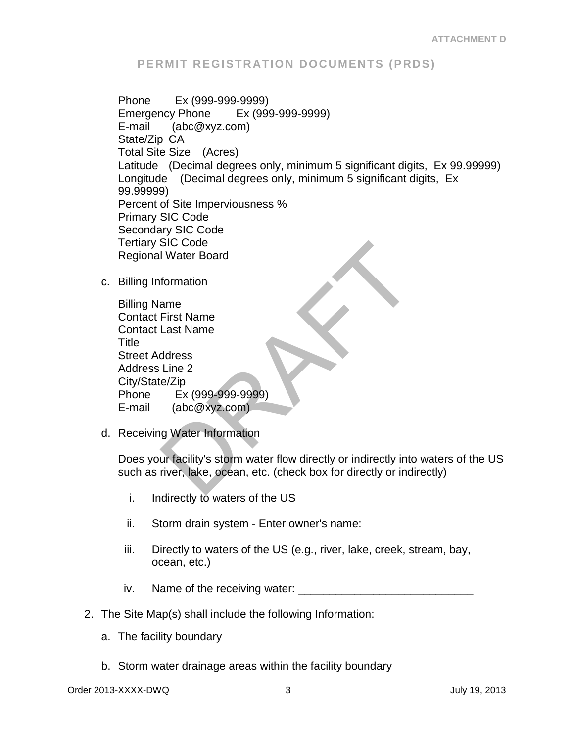Phone Ex (999-999-9999)
Emergency Phone Ex (999-999-9999)
E-mail (abc@xyz.com)
State/Zip CA
Total Site Size (Acres)
Latitude (Decimal degrees only, minimum 5 significant digits, Ex 99.99999)
Longitude (Decimal degrees only, minimum 5 significant digits, Ex 99.99999)
Percent of Site Imperviousness %
Primary SIC Code
Secondary SIC Code
Tertiary SIC Code
Regional Water Board

c. Billing Information

Billing Name
Contact First Name
Contact Last Name
Title
Street Address
Address Line 2
City/State/Zip
Phone Ex (999-999-9999)
E-mail (abc@xyz.com)

d. Receiving Water Information

Does your facility's storm water flow directly or indirectly into waters of the US such as river, lake, ocean, etc. (check box for directly or indirectly)

i. Indirectly to waters of the US

ii. Storm drain system - Enter owner's name:

iii. Directly to waters of the US (e.g., river, lake, creek, stream, bay, ocean, etc.)

iv. Name of the receiving water: ____________________________

2. The Site Map(s) shall include the following Information:

a. The facility boundary

b. Storm water drainage areas within the facility boundary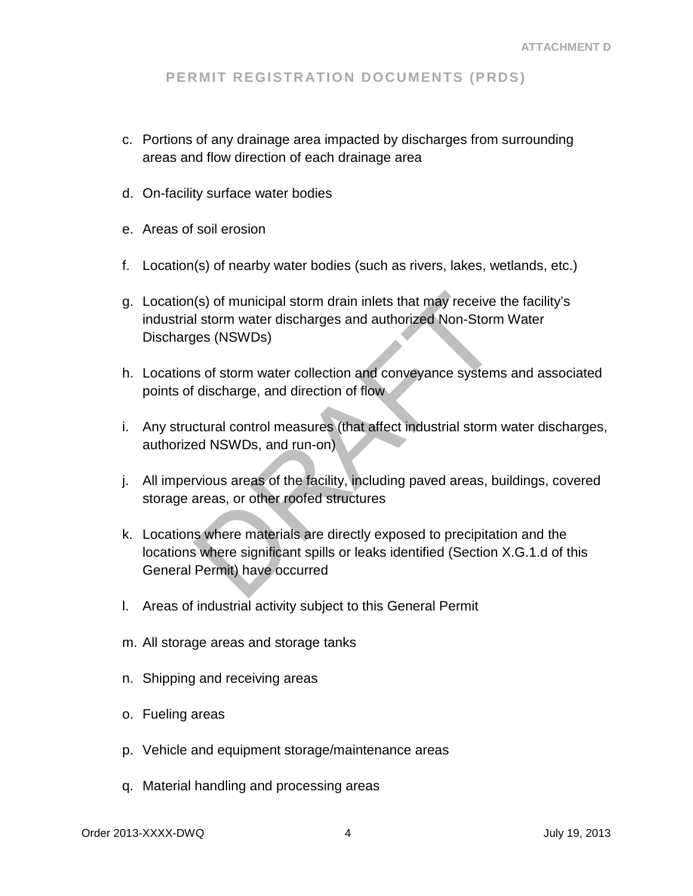c. Portions of any drainage area impacted by discharges from surrounding areas and flow direction of each drainage area

d. On-facility surface water bodies

e. Areas of soil erosion

f. Location(s) of nearby water bodies (such as rivers, lakes, wetlands, etc.)

g. Location(s) of municipal storm drain inlets that may receive the facility's industrial storm water discharges and authorized Non-Storm Water Discharges (NSWDs)

h. Locations of storm water collection and conveyance systems and associated points of discharge, and direction of flow

i. Any structural control measures (that affect industrial storm water discharges, authorized NSWDs, and run-on)

j. All impervious areas of the facility, including paved areas, buildings, covered storage areas, or other roofed structures

k. Locations where materials are directly exposed to precipitation and the locations where significant spills or leaks identified (Section X.G.1.d of this General Permit) have occurred

l. Areas of industrial activity subject to this General Permit

m. All storage areas and storage tanks

n. Shipping and receiving areas

o. Fueling areas

p. Vehicle and equipment storage/maintenance areas

q. Material handling and processing areas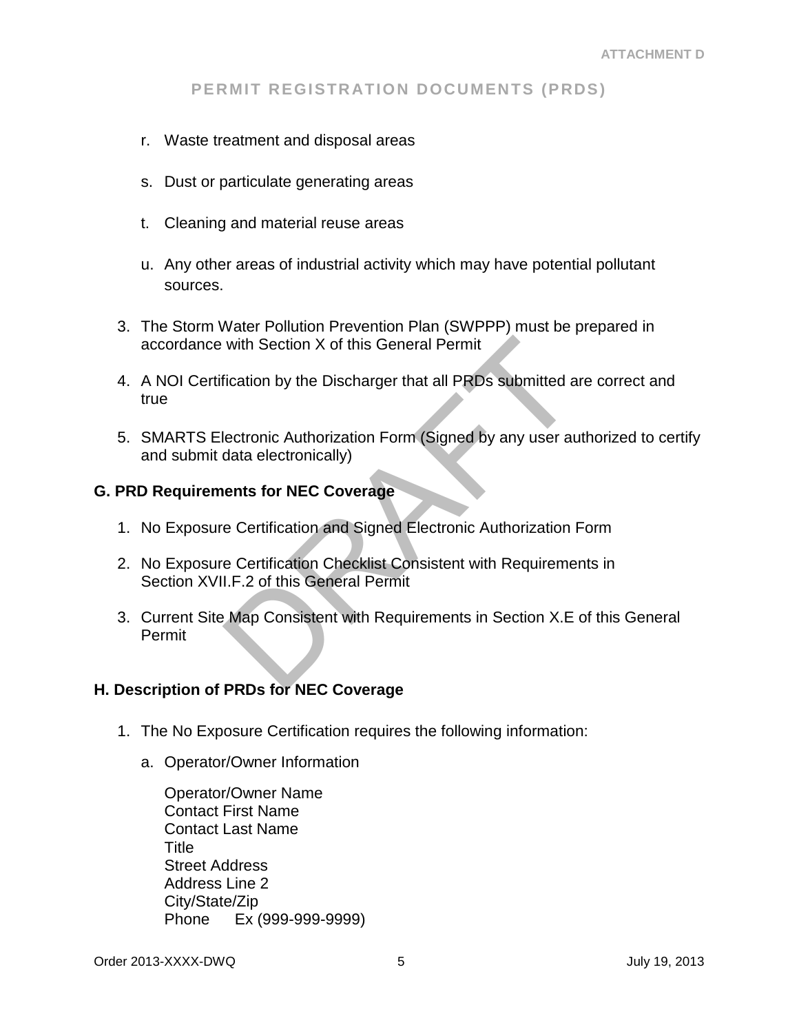r. Waste treatment and disposal areas

s. Dust or particulate generating areas

t. Cleaning and material reuse areas

u. Any other areas of industrial activity which may have potential pollutant sources.

3. The Storm Water Pollution Prevention Plan (SWPPP) must be prepared in accordance with Section X of this General Permit

4. A NOI Certification by the Discharger that all PRDs submitted are correct and true

5. SMARTS Electronic Authorization Form (Signed by any user authorized to certify and submit data electronically)

## G. PRD Requirements for NEC Coverage

1. No Exposure Certification and Signed Electronic Authorization Form

2. No Exposure Certification Checklist Consistent with Requirements in Section XVII.F.2 of this General Permit

3. Current Site Map Consistent with Requirements in Section X.E of this General Permit

## H. Description of PRDs for NEC Coverage

1. The No Exposure Certification requires the following information:

   a. Operator/Owner Information

      Operator/Owner Name
      Contact First Name
      Contact Last Name
      Title
      Street Address
      Address Line 2
      City/State/Zip
      Phone Ex (999-999-9999)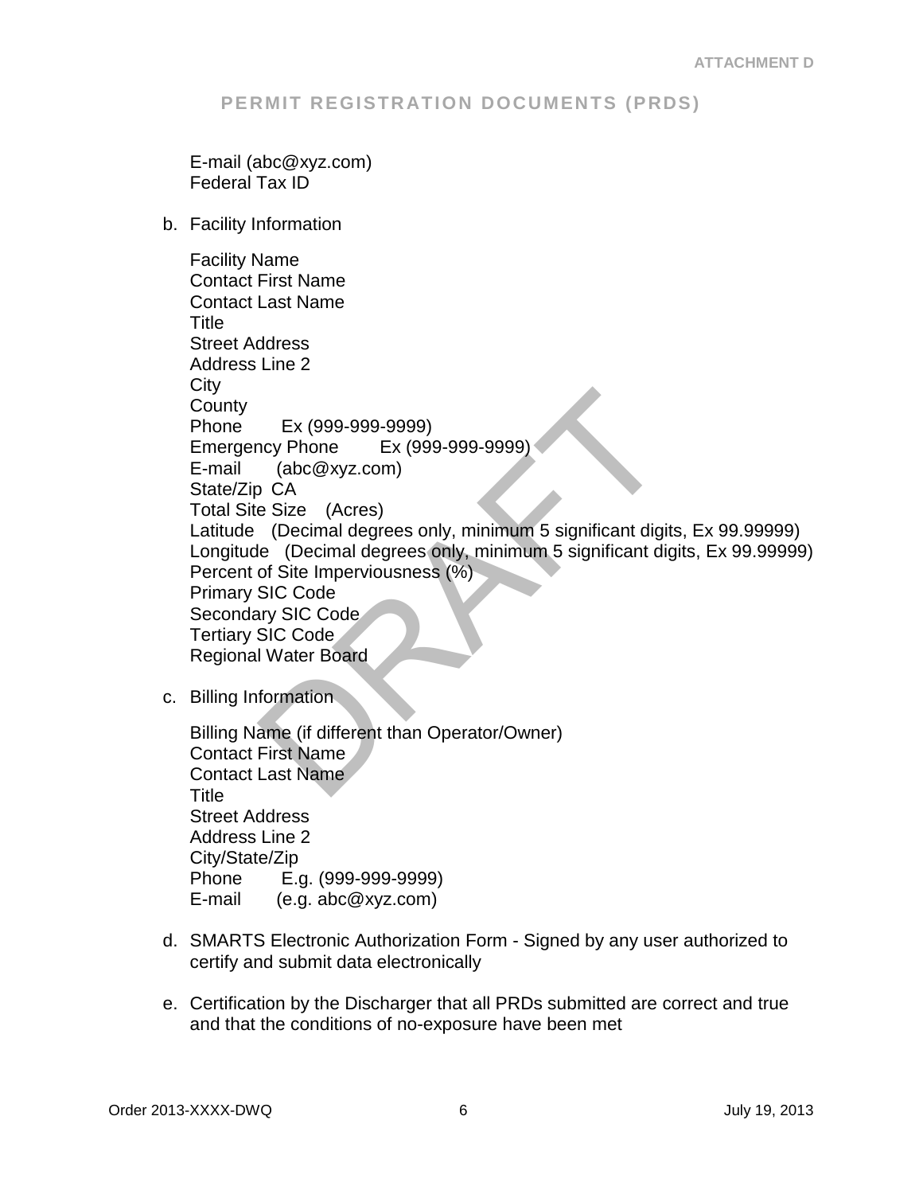E-mail (abc@xyz.com)
Federal Tax ID

b. Facility Information

   Facility Name
   Contact First Name
   Contact Last Name
   Title
   Street Address
   Address Line 2
   City
   County
   Phone     Ex (999-999-9999)
   Emergency Phone     Ex (999-999-9999)
   E-mail     (abc@xyz.com)
   State/Zip  CA
   Total Site Size   (Acres)
   Latitude   (Decimal degrees only, minimum 5 significant digits, Ex 99.99999)
   Longitude   (Decimal degrees only, minimum 5 significant digits, Ex 99.99999)
   Percent of Site Imperviousness (%)
   Primary SIC Code
   Secondary SIC Code
   Tertiary SIC Code
   Regional Water Board

c. Billing Information

   Billing Name (if different than Operator/Owner)
   Contact First Name
   Contact Last Name
   Title
   Street Address
   Address Line 2
   City/State/Zip
   Phone     E.g. (999-999-9999)
   E-mail     (e.g. abc@xyz.com)

d. SMARTS Electronic Authorization Form - Signed by any user authorized to certify and submit data electronically

e. Certification by the Discharger that all PRDs submitted are correct and true and that the conditions of no-exposure have been met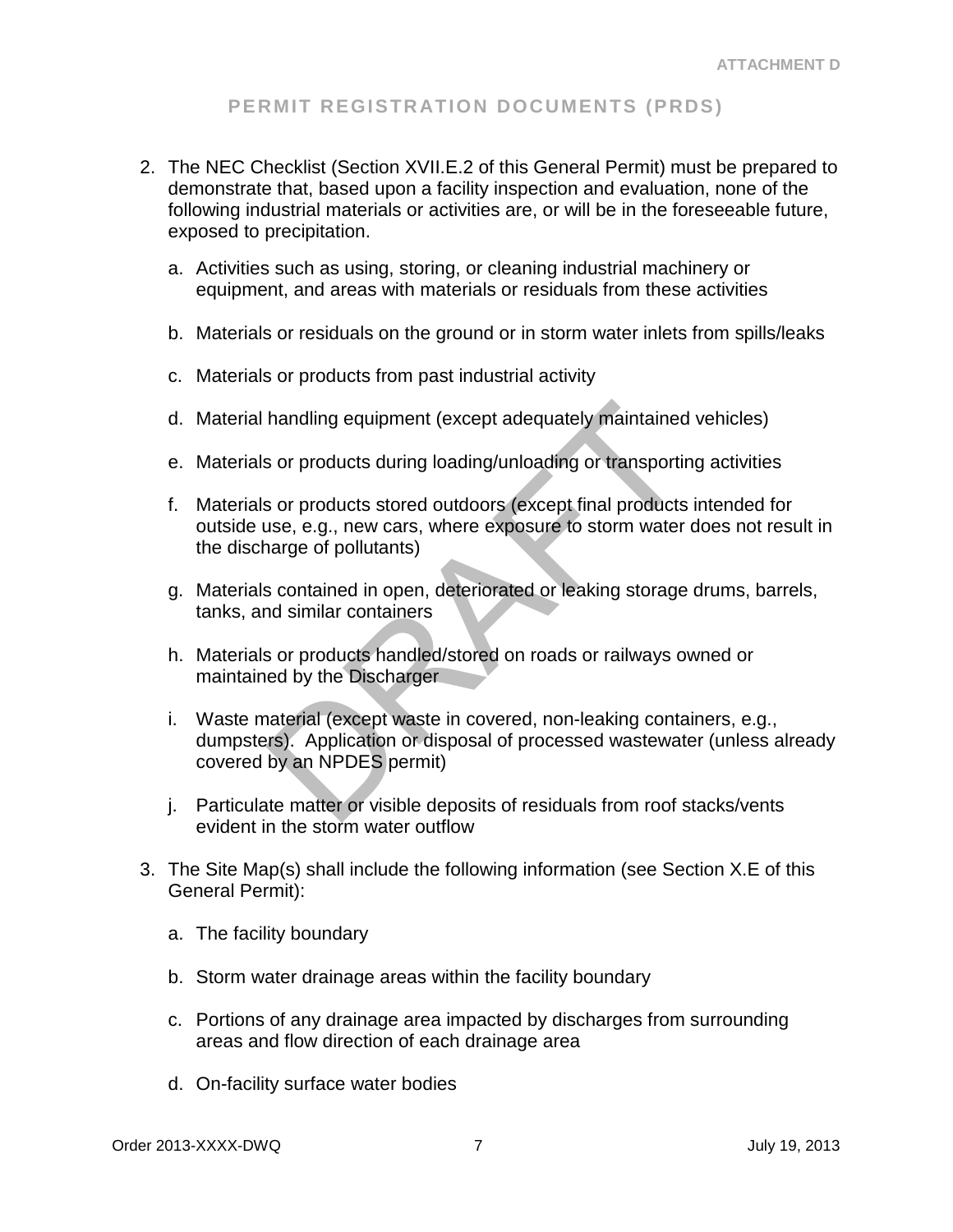2. The NEC Checklist (Section XVII.E.2 of this General Permit) must be prepared to demonstrate that, based upon a facility inspection and evaluation, none of the following industrial materials or activities are, or will be in the foreseeable future, exposed to precipitation.

   a. Activities such as using, storing, or cleaning industrial machinery or equipment, and areas with materials or residuals from these activities

   b. Materials or residuals on the ground or in storm water inlets from spills/leaks

   c. Materials or products from past industrial activity

   d. Material handling equipment (except adequately maintained vehicles)

   e. Materials or products during loading/unloading or transporting activities

   f. Materials or products stored outdoors (except final products intended for outside use, e.g., new cars, where exposure to storm water does not result in the discharge of pollutants)

   g. Materials contained in open, deteriorated or leaking storage drums, barrels, tanks, and similar containers

   h. Materials or products handled/stored on roads or railways owned or maintained by the Discharger

   i. Waste material (except waste in covered, non-leaking containers, e.g., dumpsters). Application or disposal of processed wastewater (unless already covered by an NPDES permit)

   j. Particulate matter or visible deposits of residuals from roof stacks/vents evident in the storm water outflow

3. The Site Map(s) shall include the following information (see Section X.E of this General Permit):

   a. The facility boundary

   b. Storm water drainage areas within the facility boundary

   c. Portions of any drainage area impacted by discharges from surrounding areas and flow direction of each drainage area

   d. On-facility surface water bodies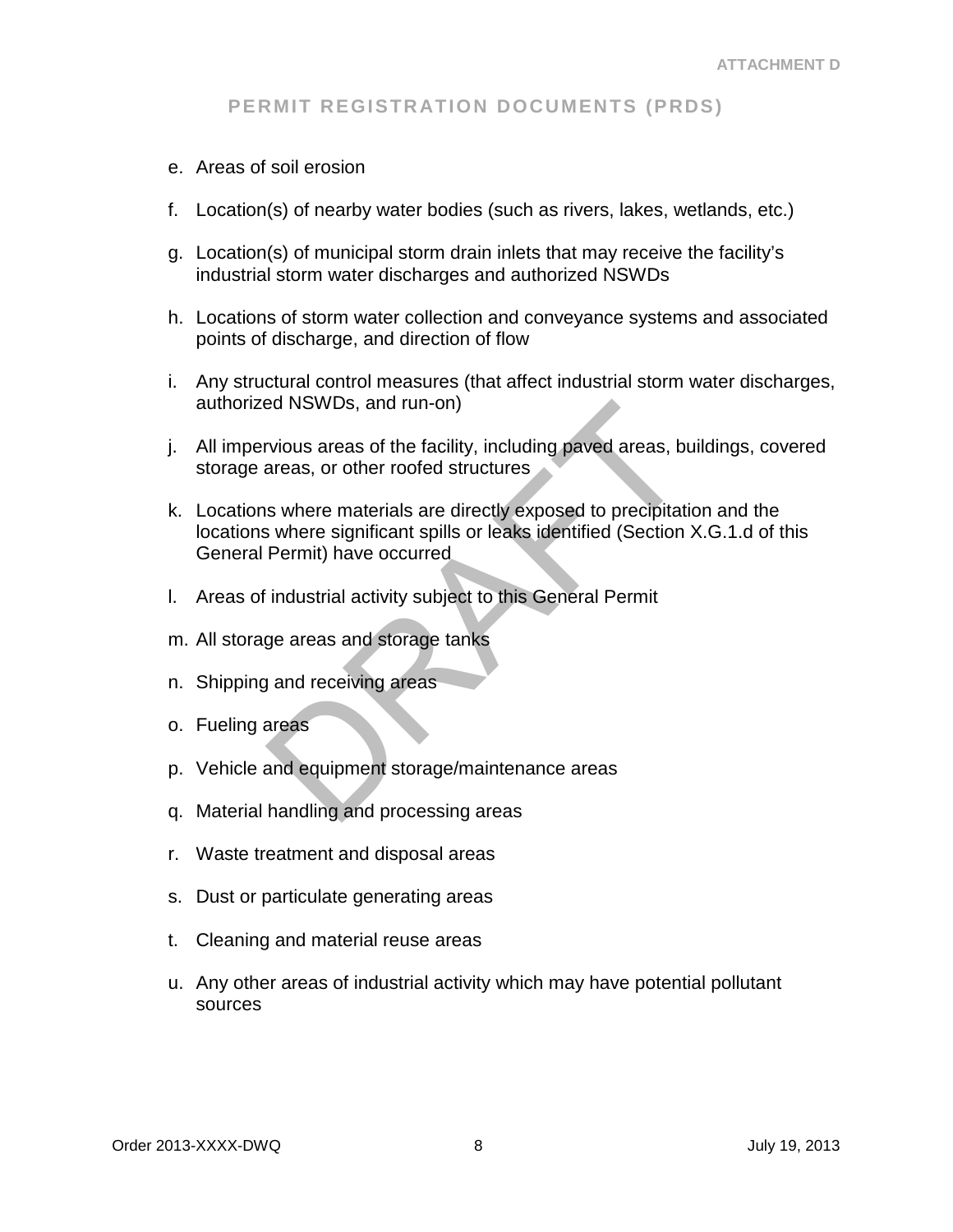e. Areas of soil erosion

f. Location(s) of nearby water bodies (such as rivers, lakes, wetlands, etc.)

g. Location(s) of municipal storm drain inlets that may receive the facility's industrial storm water discharges and authorized NSWDs

h. Locations of storm water collection and conveyance systems and associated points of discharge, and direction of flow

i. Any structural control measures (that affect industrial storm water discharges, authorized NSWDs, and run-on)

j. All impervious areas of the facility, including paved areas, buildings, covered storage areas, or other roofed structures

k. Locations where materials are directly exposed to precipitation and the locations where significant spills or leaks identified (Section X.G.1.d of this General Permit) have occurred

l. Areas of industrial activity subject to this General Permit

m. All storage areas and storage tanks

n. Shipping and receiving areas

o. Fueling areas

p. Vehicle and equipment storage/maintenance areas

q. Material handling and processing areas

r. Waste treatment and disposal areas

s. Dust or particulate generating areas

t. Cleaning and material reuse areas

u. Any other areas of industrial activity which may have potential pollutant sources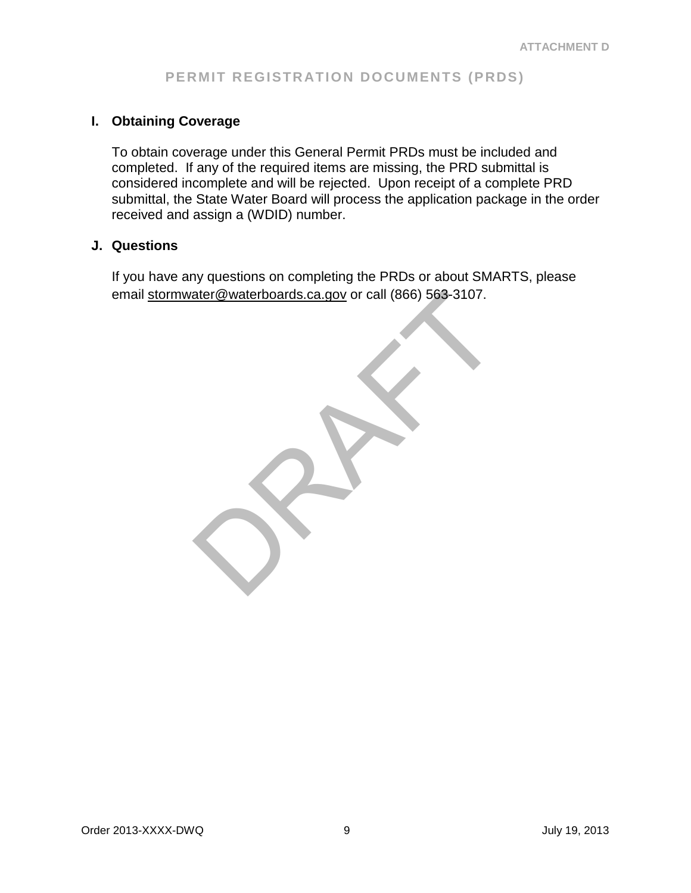## I. Obtaining Coverage

To obtain coverage under this General Permit PRDs must be included and completed. If any of the required items are missing, the PRD submittal is considered incomplete and will be rejected. Upon receipt of a complete PRD submittal, the State Water Board will process the application package in the order received and assign a (WDID) number.

## J. Questions

If you have any questions on completing the PRDs or about SMARTS, please email stormwater@waterboards.ca.gov or call (866) 563-3107.